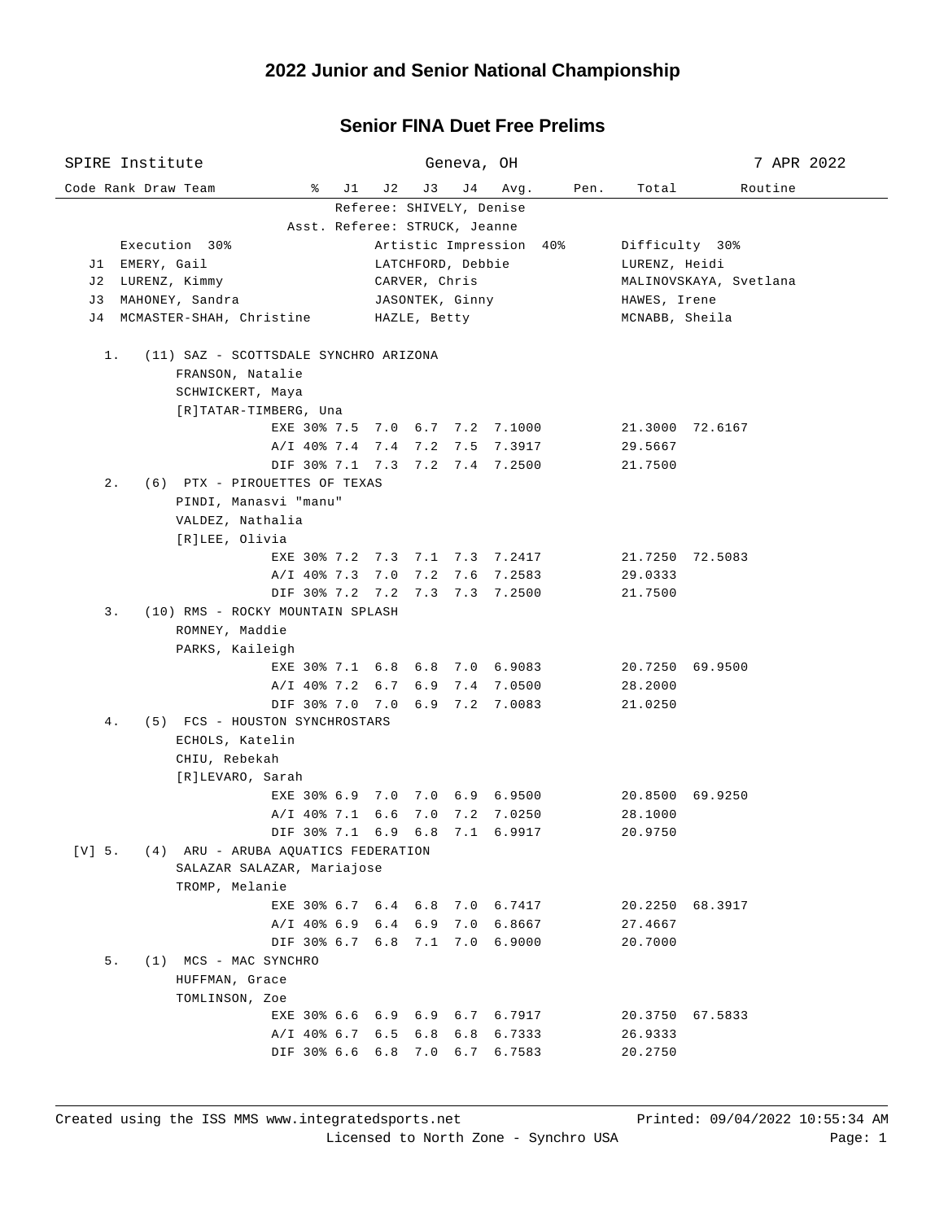# 2022 Junior and Senior National Championship

## Senior FINA Duet Free Prelims

SPIRE Institute — Geneva, OH — 7 APR 2022

Referee: SHIVELY, Denise
Asst. Referee: STRUCK, Jeanne

| | Execution 30% | Artistic Impression 40% | Difficulty 30% |
|---|---|---|---|
| J1 | EMERY, Gail | LATCHFORD, Debbie | LURENZ, Heidi |
| J2 | LURENZ, Kimmy | CARVER, Chris | MALINOVSKAYA, Svetlana |
| J3 | MAHONEY, Sandra | JASONTEK, Ginny | HAWES, Irene |
| J4 | MCMASTER-SHAH, Christine | HAZLE, Betty | MCNABB, Sheila |

| Code | Rank | Draw | Team | % | J1 | J2 | J3 | J4 | Avg. | Pen. | Total | Routine |
|---|---|---|---|---|---|---|---|---|---|---|---|---|
| | 1. | (11) | SAZ - SCOTTSDALE SYNCHRO ARIZONA<br>FRANSON, Natalie<br>SCHWICKERT, Maya<br>[R]TATAR-TIMBERG, Una | | | | | | | | | |
| | | | | EXE 30% | 7.5 | 7.0 | 6.7 | 7.2 | 7.1000 | | 21.3000 | 72.6167 |
| | | | | A/I 40% | 7.4 | 7.4 | 7.2 | 7.5 | 7.3917 | | 29.5667 | |
| | | | | DIF 30% | 7.1 | 7.3 | 7.2 | 7.4 | 7.2500 | | 21.7500 | |
| | 2. | (6) | PTX - PIROUETTES OF TEXAS<br>PINDI, Manasvi "manu"<br>VALDEZ, Nathalia<br>[R]LEE, Olivia | | | | | | | | | |
| | | | | EXE 30% | 7.2 | 7.3 | 7.1 | 7.3 | 7.2417 | | 21.7250 | 72.5083 |
| | | | | A/I 40% | 7.3 | 7.0 | 7.2 | 7.6 | 7.2583 | | 29.0333 | |
| | | | | DIF 30% | 7.2 | 7.2 | 7.3 | 7.3 | 7.2500 | | 21.7500 | |
| | 3. | (10) | RMS - ROCKY MOUNTAIN SPLASH<br>ROMNEY, Maddie<br>PARKS, Kaileigh | | | | | | | | | |
| | | | | EXE 30% | 7.1 | 6.8 | 6.8 | 7.0 | 6.9083 | | 20.7250 | 69.9500 |
| | | | | A/I 40% | 7.2 | 6.7 | 6.9 | 7.4 | 7.0500 | | 28.2000 | |
| | | | | DIF 30% | 7.0 | 7.0 | 6.9 | 7.2 | 7.0083 | | 21.0250 | |
| | 4. | (5) | FCS - HOUSTON SYNCHROSTARS<br>ECHOLS, Katelin<br>CHIU, Rebekah<br>[R]LEVARO, Sarah | | | | | | | | | |
| | | | | EXE 30% | 6.9 | 7.0 | 7.0 | 6.9 | 6.9500 | | 20.8500 | 69.9250 |
| | | | | A/I 40% | 7.1 | 6.6 | 7.0 | 7.2 | 7.0250 | | 28.1000 | |
| | | | | DIF 30% | 7.1 | 6.9 | 6.8 | 7.1 | 6.9917 | | 20.9750 | |
| [V] | 5. | (4) | ARU - ARUBA AQUATICS FEDERATION<br>SALAZAR SALAZAR, Mariajose<br>TROMP, Melanie | | | | | | | | | |
| | | | | EXE 30% | 6.7 | 6.4 | 6.8 | 7.0 | 6.7417 | | 20.2250 | 68.3917 |
| | | | | A/I 40% | 6.9 | 6.4 | 6.9 | 7.0 | 6.8667 | | 27.4667 | |
| | | | | DIF 30% | 6.7 | 6.8 | 7.1 | 7.0 | 6.9000 | | 20.7000 | |
| | 5. | (1) | MCS - MAC SYNCHRO<br>HUFFMAN, Grace<br>TOMLINSON, Zoe | | | | | | | | | |
| | | | | EXE 30% | 6.6 | 6.9 | 6.9 | 6.7 | 6.7917 | | 20.3750 | 67.5833 |
| | | | | A/I 40% | 6.7 | 6.5 | 6.8 | 6.8 | 6.7333 | | 26.9333 | |
| | | | | DIF 30% | 6.6 | 6.8 | 7.0 | 6.7 | 6.7583 | | 20.2750 | |

Created using the ISS MMS www.integratedsports.net — Printed: 09/04/2022 10:55:34 AM
Licensed to North Zone - Synchro USA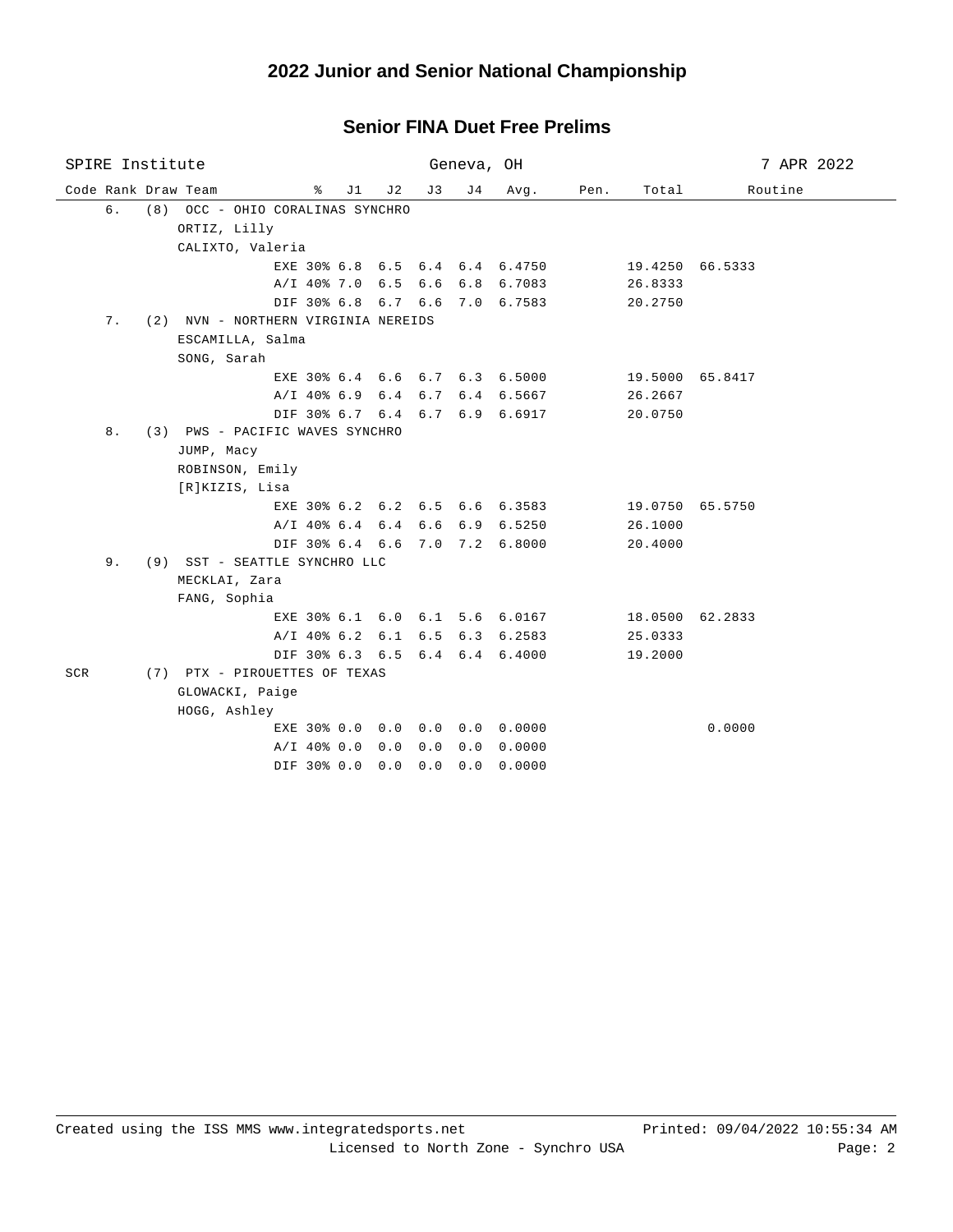# 2022 Junior and Senior National Championship

## Senior FINA Duet Free Prelims

SPIRE Institute | Geneva, OH | 7 APR 2022

| Code | Rank | Draw | Team | % | J1 | J2 | J3 | J4 | Avg. | Pen. | Total | Routine |
|---|---|---|---|---|---|---|---|---|---|---|---|---|
| | 6. | (8) | OCC - OHIO CORALINAS SYNCHRO | | | | | | | | | |
| | | | ORTIZ, Lilly | | | | | | | | | |
| | | | CALIXTO, Valeria | | | | | | | | | |
| | | | EXE | 30% | 6.8 | 6.5 | 6.4 | 6.4 | 6.4750 | | 19.4250 | 66.5333 |
| | | | A/I | 40% | 7.0 | 6.5 | 6.6 | 6.8 | 6.7083 | | 26.8333 | |
| | | | DIF | 30% | 6.8 | 6.7 | 6.6 | 7.0 | 6.7583 | | 20.2750 | |
| | 7. | (2) | NVN - NORTHERN VIRGINIA NEREIDS | | | | | | | | | |
| | | | ESCAMILLA, Salma | | | | | | | | | |
| | | | SONG, Sarah | | | | | | | | | |
| | | | EXE | 30% | 6.4 | 6.6 | 6.7 | 6.3 | 6.5000 | | 19.5000 | 65.8417 |
| | | | A/I | 40% | 6.9 | 6.4 | 6.7 | 6.4 | 6.5667 | | 26.2667 | |
| | | | DIF | 30% | 6.7 | 6.4 | 6.7 | 6.9 | 6.6917 | | 20.0750 | |
| | 8. | (3) | PWS - PACIFIC WAVES SYNCHRO | | | | | | | | | |
| | | | JUMP, Macy | | | | | | | | | |
| | | | ROBINSON, Emily | | | | | | | | | |
| | | | [R]KIZIS, Lisa | | | | | | | | | |
| | | | EXE | 30% | 6.2 | 6.2 | 6.5 | 6.6 | 6.3583 | | 19.0750 | 65.5750 |
| | | | A/I | 40% | 6.4 | 6.4 | 6.6 | 6.9 | 6.5250 | | 26.1000 | |
| | | | DIF | 30% | 6.4 | 6.6 | 7.0 | 7.2 | 6.8000 | | 20.4000 | |
| | 9. | (9) | SST - SEATTLE SYNCHRO LLC | | | | | | | | | |
| | | | MECKLAI, Zara | | | | | | | | | |
| | | | FANG, Sophia | | | | | | | | | |
| | | | EXE | 30% | 6.1 | 6.0 | 6.1 | 5.6 | 6.0167 | | 18.0500 | 62.2833 |
| | | | A/I | 40% | 6.2 | 6.1 | 6.5 | 6.3 | 6.2583 | | 25.0333 | |
| | | | DIF | 30% | 6.3 | 6.5 | 6.4 | 6.4 | 6.4000 | | 19.2000 | |
| SCR | | (7) | PTX - PIROUETTES OF TEXAS | | | | | | | | | |
| | | | GLOWACKI, Paige | | | | | | | | | |
| | | | HOGG, Ashley | | | | | | | | | |
| | | | EXE | 30% | 0.0 | 0.0 | 0.0 | 0.0 | 0.0000 | | | 0.0000 |
| | | | A/I | 40% | 0.0 | 0.0 | 0.0 | 0.0 | 0.0000 | | | |
| | | | DIF | 30% | 0.0 | 0.0 | 0.0 | 0.0 | 0.0000 | | | |

Created using the ISS MMS www.integratedsports.net | Printed: 09/04/2022 10:55:34 AM

Licensed to North Zone - Synchro USA